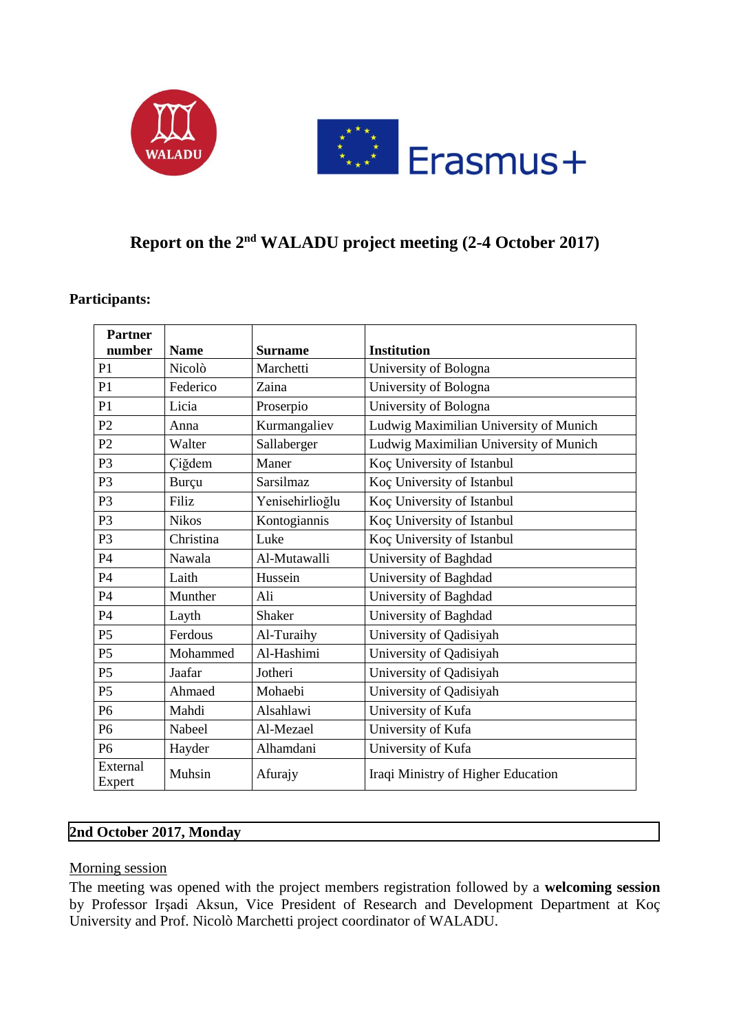# Report on the 2nd WALADU project meeting (2-4 October 2017)

**Participants:**

| Partner number | Name | Surname | Institution |
|---|---|---|---|
| P1 | Nicolò | Marchetti | University of Bologna |
| P1 | Federico | Zaina | University of Bologna |
| P1 | Licia | Proserpio | University of Bologna |
| P2 | Anna | Kurmangaliev | Ludwig Maximilian University of Munich |
| P2 | Walter | Sallaberger | Ludwig Maximilian University of Munich |
| P3 | Çiğdem | Maner | Koç University of Istanbul |
| P3 | Burçu | Sarsilmaz | Koç University of Istanbul |
| P3 | Filiz | Yenisehirlioğlu | Koç University of Istanbul |
| P3 | Nikos | Kontogiannis | Koç University of Istanbul |
| P3 | Christina | Luke | Koç University of Istanbul |
| P4 | Nawala | Al-Mutawalli | University of Baghdad |
| P4 | Laith | Hussein | University of Baghdad |
| P4 | Munther | Ali | University of Baghdad |
| P4 | Layth | Shaker | University of Baghdad |
| P5 | Ferdous | Al-Turaihy | University of Qadisiyah |
| P5 | Mohammed | Al-Hashimi | University of Qadisiyah |
| P5 | Jaafar | Jotheri | University of Qadisiyah |
| P5 | Ahmaed | Mohaebi | University of Qadisiyah |
| P6 | Mahdi | Alsahlawi | University of Kufa |
| P6 | Nabeel | Al-Mezael | University of Kufa |
| P6 | Hayder | Alhamdani | University of Kufa |
| External Expert | Muhsin | Afurajy | Iraqi Ministry of Higher Education |

## 2nd October 2017, Monday

Morning session

The meeting was opened with the project members registration followed by a **welcoming session** by Professor Irşadi Aksun, Vice President of Research and Development Department at Koç University and Prof. Nicolò Marchetti project coordinator of WALADU.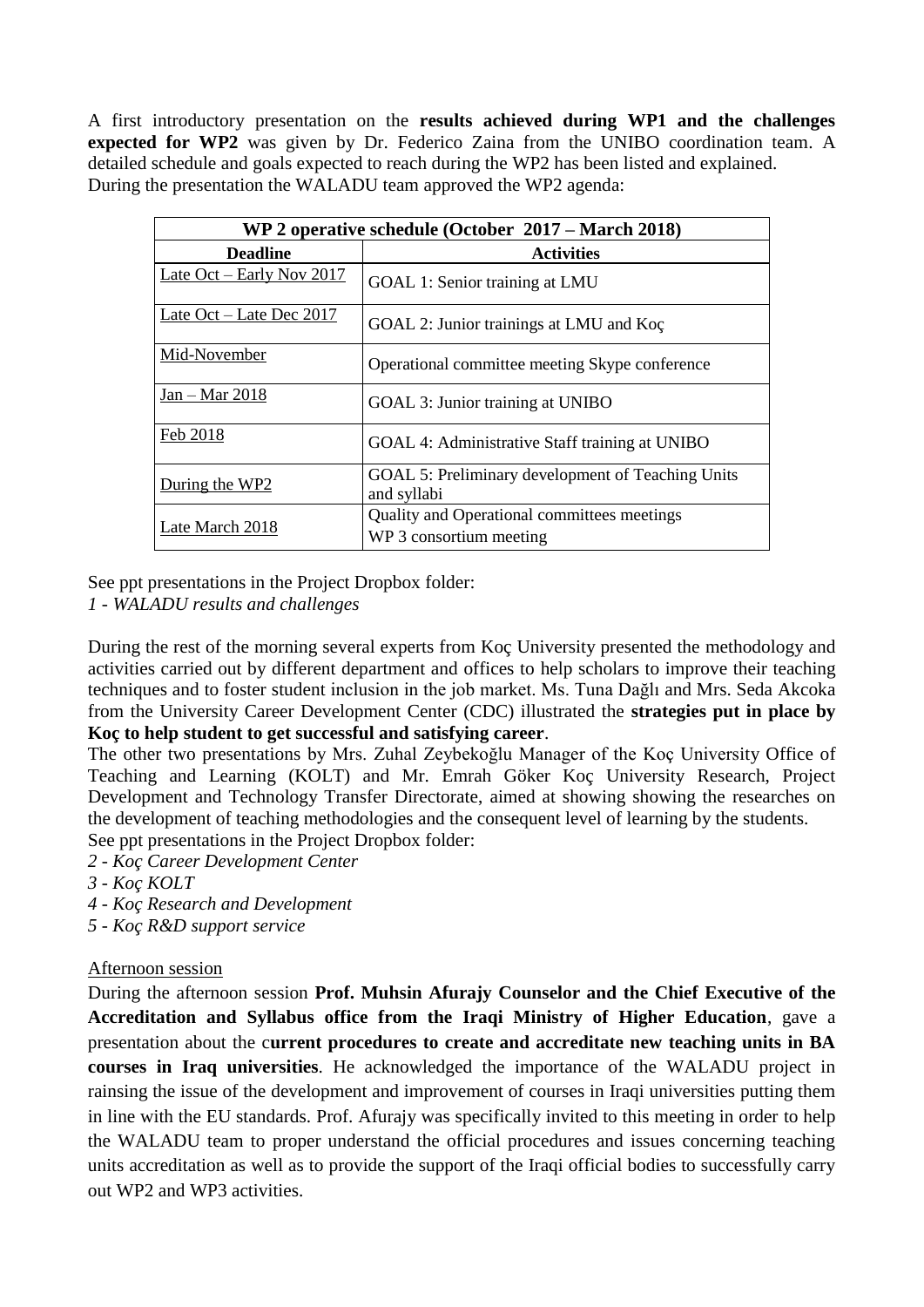A first introductory presentation on the **results achieved during WP1 and the challenges expected for WP2** was given by Dr. Federico Zaina from the UNIBO coordination team. A detailed schedule and goals expected to reach during the WP2 has been listed and explained.
During the presentation the WALADU team approved the WP2 agenda:

| **WP 2 operative schedule (October 2017 – March 2018)** | |
|---|---|
| **Deadline** | **Activities** |
| Late Oct – Early Nov 2017 | GOAL 1: Senior training at LMU |
| Late Oct – Late Dec 2017 | GOAL 2: Junior trainings at LMU and Koç |
| Mid-November | Operational committee meeting Skype conference |
| Jan – Mar 2018 | GOAL 3: Junior training at UNIBO |
| Feb 2018 | GOAL 4: Administrative Staff training at UNIBO |
| During the WP2 | GOAL 5: Preliminary development of Teaching Units and syllabi |
| Late March 2018 | Quality and Operational committees meetings<br>WP 3 consortium meeting |

See ppt presentations in the Project Dropbox folder:
*1 - WALADU results and challenges*

During the rest of the morning several experts from Koç University presented the methodology and activities carried out by different department and offices to help scholars to improve their teaching techniques and to foster student inclusion in the job market. Ms. Tuna Dağlı and Mrs. Seda Akcoka from the University Career Development Center (CDC) illustrated the **strategies put in place by Koç to help student to get successful and satisfying career**.
The other two presentations by Mrs. Zuhal Zeybekoğlu Manager of the Koç University Office of Teaching and Learning (KOLT) and Mr. Emrah Göker Koç University Research, Project Development and Technology Transfer Directorate, aimed at showing showing the researches on the development of teaching methodologies and the consequent level of learning by the students.
See ppt presentations in the Project Dropbox folder:
*2 - Koç Career Development Center*
*3 - Koç KOLT*
*4 - Koç Research and Development*
*5 - Koç R&D support service*

Afternoon session

During the afternoon session **Prof. Muhsin Afurajy Counselor and the Chief Executive of the Accreditation and Syllabus office from the Iraqi Ministry of Higher Education**, gave a presentation about the c**urrent procedures to create and accreditate new teaching units in BA courses in Iraq universities**. He acknowledged the importance of the WALADU project in rainsing the issue of the development and improvement of courses in Iraqi universities putting them in line with the EU standards. Prof. Afurajy was specifically invited to this meeting in order to help the WALADU team to proper understand the official procedures and issues concerning teaching units accreditation as well as to provide the support of the Iraqi official bodies to successfully carry out WP2 and WP3 activities.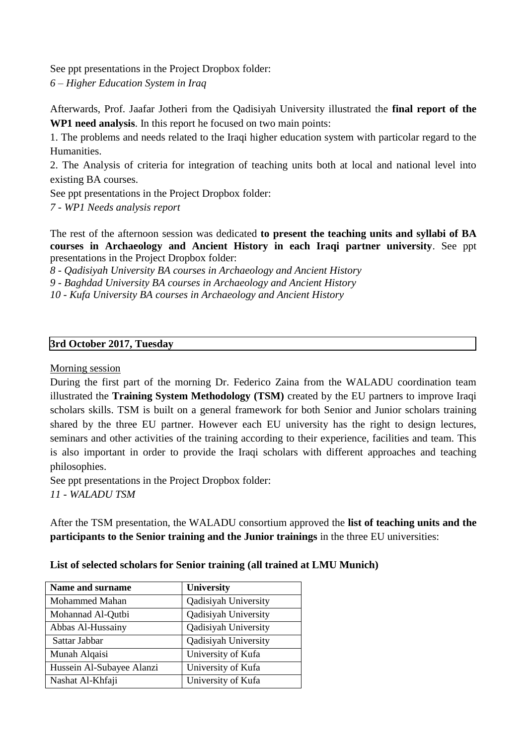See ppt presentations in the Project Dropbox folder:
*6 – Higher Education System in Iraq*

Afterwards, Prof. Jaafar Jotheri from the Qadisiyah University illustrated the **final report of the WP1 need analysis**. In this report he focused on two main points:
1. The problems and needs related to the Iraqi higher education system with particolar regard to the Humanities.
2. The Analysis of criteria for integration of teaching units both at local and national level into existing BA courses.
See ppt presentations in the Project Dropbox folder:
*7 - WP1 Needs analysis report*

The rest of the afternoon session was dedicated **to present the teaching units and syllabi of BA courses in Archaeology and Ancient History in each Iraqi partner university**. See ppt presentations in the Project Dropbox folder:
*8 - Qadisiyah University BA courses in Archaeology and Ancient History*
*9 - Baghdad University BA courses in Archaeology and Ancient History*
*10 - Kufa University BA courses in Archaeology and Ancient History*

## 3rd October 2017, Tuesday

Morning session

During the first part of the morning Dr. Federico Zaina from the WALADU coordination team illustrated the **Training System Methodology (TSM)** created by the EU partners to improve Iraqi scholars skills. TSM is built on a general framework for both Senior and Junior scholars training shared by the three EU partner. However each EU university has the right to design lectures, seminars and other activities of the training according to their experience, facilities and team. This is also important in order to provide the Iraqi scholars with different approaches and teaching philosophies.
See ppt presentations in the Project Dropbox folder:
*11 - WALADU TSM*

After the TSM presentation, the WALADU consortium approved the **list of teaching units and the participants to the Senior training and the Junior trainings** in the three EU universities:

**List of selected scholars for Senior training (all trained at LMU Munich)**

| Name and surname | University |
|---|---|
| Mohammed Mahan | Qadisiyah University |
| Mohannad Al-Qutbi | Qadisiyah University |
| Abbas Al-Hussainy | Qadisiyah University |
| Sattar Jabbar | Qadisiyah University |
| Munah Alqaisi | University of Kufa |
| Hussein Al-Subayee Alanzi | University of Kufa |
| Nashat Al-Khfaji | University of Kufa |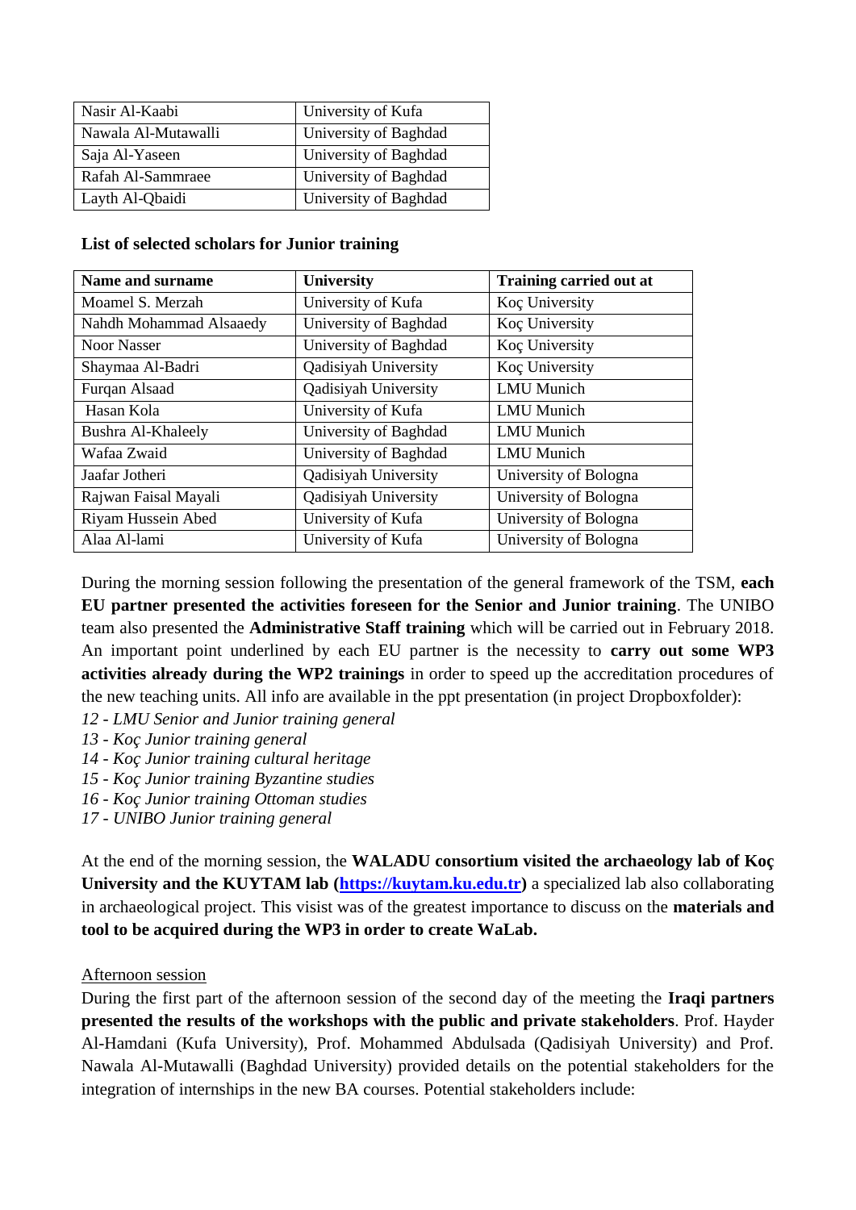| Nasir Al-Kaabi | University of Kufa |
|---|---|
| Nawala Al-Mutawalli | University of Baghdad |
| Saja Al-Yaseen | University of Baghdad |
| Rafah Al-Sammraee | University of Baghdad |
| Layth Al-Qbaidi | University of Baghdad |

**List of selected scholars for Junior training**

| Name and surname | University | Training carried out at |
|---|---|---|
| Moamel S. Merzah | University of Kufa | Koç University |
| Nahdh Mohammad Alsaaedy | University of Baghdad | Koç University |
| Noor Nasser | University of Baghdad | Koç University |
| Shaymaa Al-Badri | Qadisiyah University | Koç University |
| Furqan Alsaad | Qadisiyah University | LMU Munich |
| Hasan Kola | University of Kufa | LMU Munich |
| Bushra Al-Khaleely | University of Baghdad | LMU Munich |
| Wafaa Zwaid | University of Baghdad | LMU Munich |
| Jaafar Jotheri | Qadisiyah University | University of Bologna |
| Rajwan Faisal Mayali | Qadisiyah University | University of Bologna |
| Riyam Hussein Abed | University of Kufa | University of Bologna |
| Alaa Al-lami | University of Kufa | University of Bologna |

During the morning session following the presentation of the general framework of the TSM, **each EU partner presented the activities foreseen for the Senior and Junior training**. The UNIBO team also presented the **Administrative Staff training** which will be carried out in February 2018. An important point underlined by each EU partner is the necessity to **carry out some WP3 activities already during the WP2 trainings** in order to speed up the accreditation procedures of the new teaching units. All info are available in the ppt presentation (in project Dropboxfolder):

*12 - LMU Senior and Junior training general*
*13 - Koç Junior training general*
*14 - Koç Junior training cultural heritage*
*15 - Koç Junior training Byzantine studies*
*16 - Koç Junior training Ottoman studies*
*17 - UNIBO Junior training general*

At the end of the morning session, the **WALADU consortium visited the archaeology lab of Koç University and the KUYTAM lab ([https://kuytam.ku.edu.tr](https://kuytam.ku.edu.tr))** a specialized lab also collaborating in archaeological project. This visist was of the greatest importance to discuss on the **materials and tool to be acquired during the WP3 in order to create WaLab.**

Afternoon session

During the first part of the afternoon session of the second day of the meeting the **Iraqi partners presented the results of the workshops with the public and private stakeholders**. Prof. Hayder Al-Hamdani (Kufa University), Prof. Mohammed Abdulsada (Qadisiyah University) and Prof. Nawala Al-Mutawalli (Baghdad University) provided details on the potential stakeholders for the integration of internships in the new BA courses. Potential stakeholders include: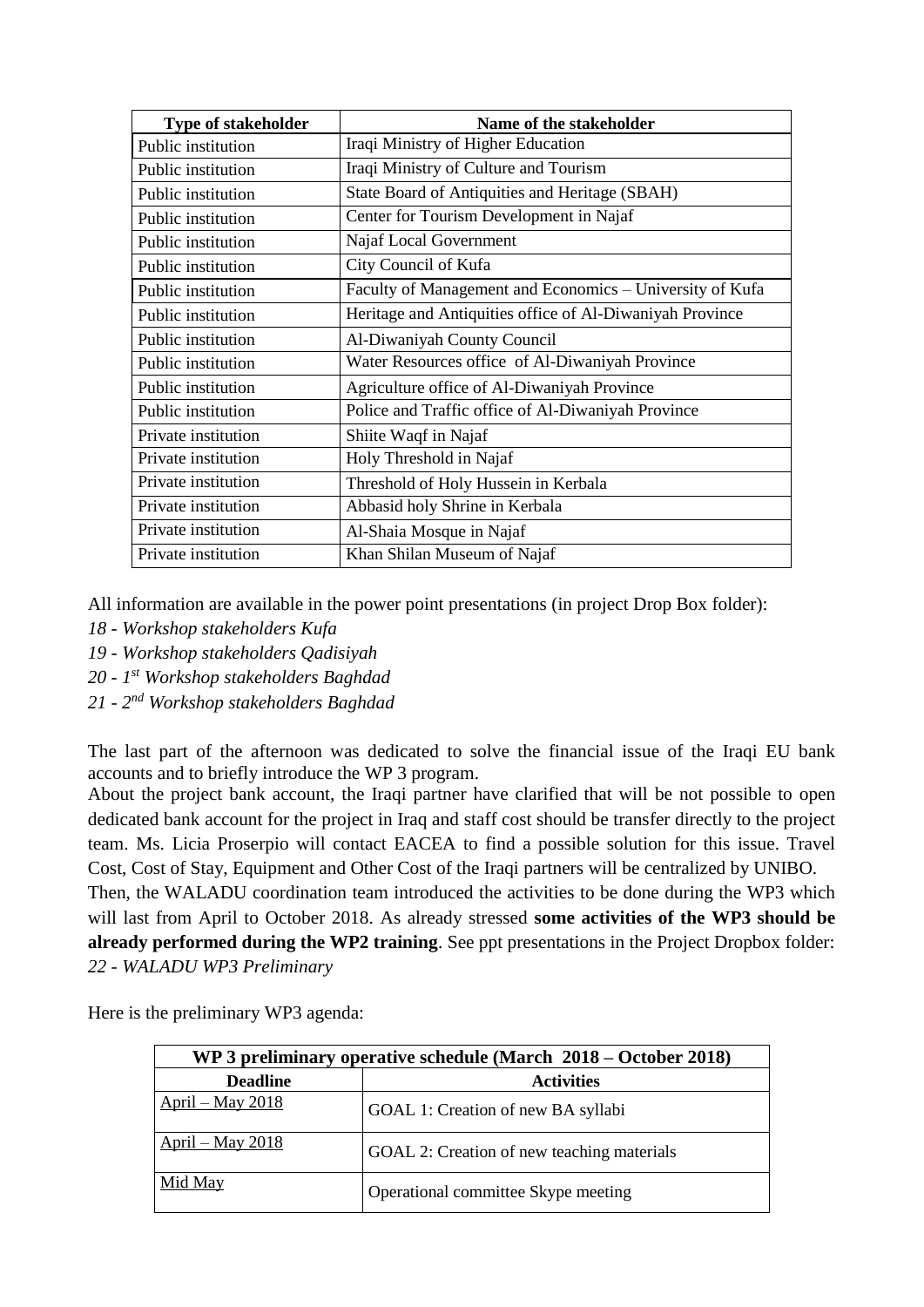| Type of stakeholder | Name of the stakeholder |
|---|---|
| Public institution | Iraqi Ministry of Higher Education |
| Public institution | Iraqi Ministry of Culture and Tourism |
| Public institution | State Board of Antiquities and Heritage (SBAH) |
| Public institution | Center for Tourism Development in Najaf |
| Public institution | Najaf Local Government |
| Public institution | City Council of Kufa |
| Public institution | Faculty of Management and Economics – University of Kufa |
| Public institution | Heritage and Antiquities office of Al-Diwaniyah Province |
| Public institution | Al-Diwaniyah County Council |
| Public institution | Water Resources office of Al-Diwaniyah Province |
| Public institution | Agriculture office of Al-Diwaniyah Province |
| Public institution | Police and Traffic office of Al-Diwaniyah Province |
| Private institution | Shiite Waqf in Najaf |
| Private institution | Holy Threshold in Najaf |
| Private institution | Threshold of Holy Hussein in Kerbala |
| Private institution | Abbasid holy Shrine in Kerbala |
| Private institution | Al-Shaia Mosque in Najaf |
| Private institution | Khan Shilan Museum of Najaf |

All information are available in the power point presentations (in project Drop Box folder):

*18 - Workshop stakeholders Kufa*

*19 - Workshop stakeholders Qadisiyah*

*20 - 1st Workshop stakeholders Baghdad*

*21 - 2nd Workshop stakeholders Baghdad*

The last part of the afternoon was dedicated to solve the financial issue of the Iraqi EU bank accounts and to briefly introduce the WP 3 program.

About the project bank account, the Iraqi partner have clarified that will be not possible to open dedicated bank account for the project in Iraq and staff cost should be transfer directly to the project team. Ms. Licia Proserpio will contact EACEA to find a possible solution for this issue. Travel Cost, Cost of Stay, Equipment and Other Cost of the Iraqi partners will be centralized by UNIBO.

Then, the WALADU coordination team introduced the activities to be done during the WP3 which will last from April to October 2018. As already stressed **some activities of the WP3 should be already performed during the WP2 training**. See ppt presentations in the Project Dropbox folder: *22 - WALADU WP3 Preliminary*

Here is the preliminary WP3 agenda:

| WP 3 preliminary operative schedule (March 2018 – October 2018) | |
|---|---|
| **Deadline** | **Activities** |
| April – May 2018 | GOAL 1: Creation of new BA syllabi |
| April – May 2018 | GOAL 2: Creation of new teaching materials |
| Mid May | Operational committee Skype meeting |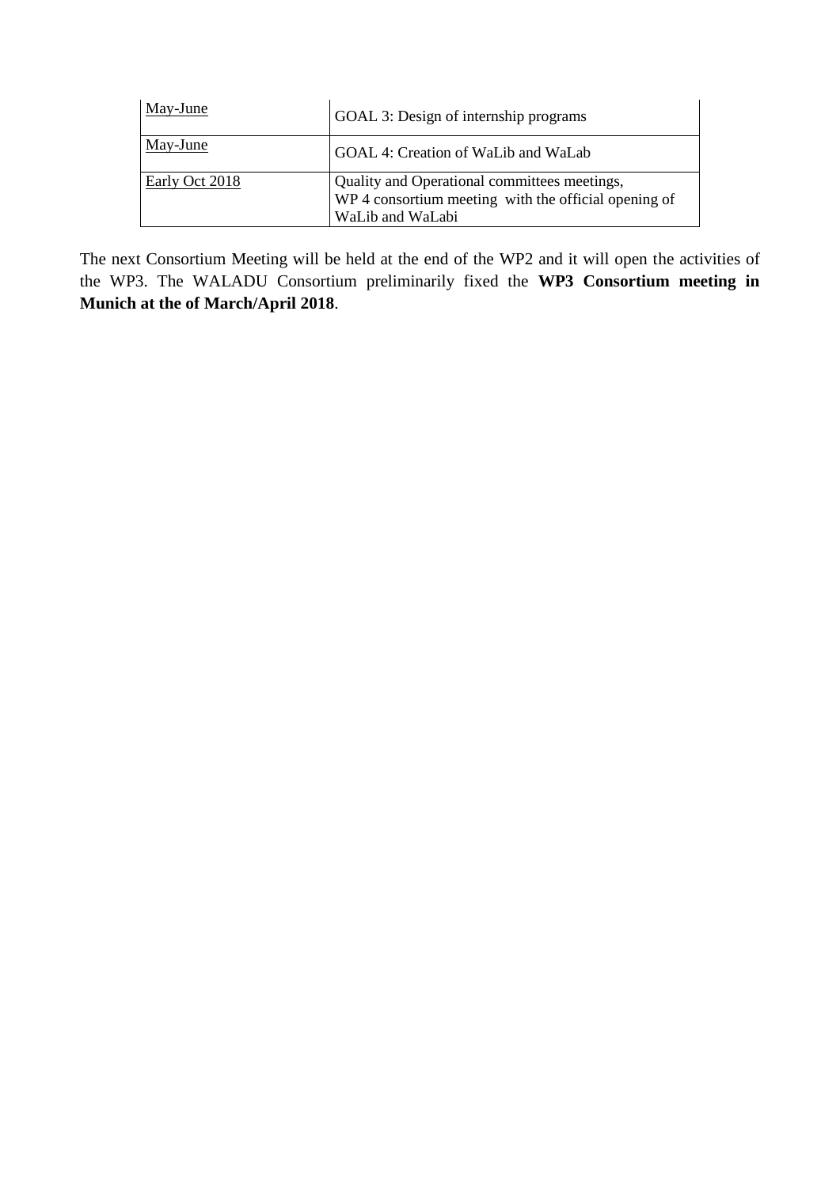| | |
|---|---|
| May-June | GOAL 3: Design of internship programs |
| May-June | GOAL 4: Creation of WaLib and WaLab |
| Early Oct 2018 | Quality and Operational committees meetings, WP 4 consortium meeting with the official opening of WaLib and WaLabi |

The next Consortium Meeting will be held at the end of the WP2 and it will open the activities of the WP3. The WALADU Consortium preliminarily fixed the **WP3 Consortium meeting in Munich at the of March/April 2018**.